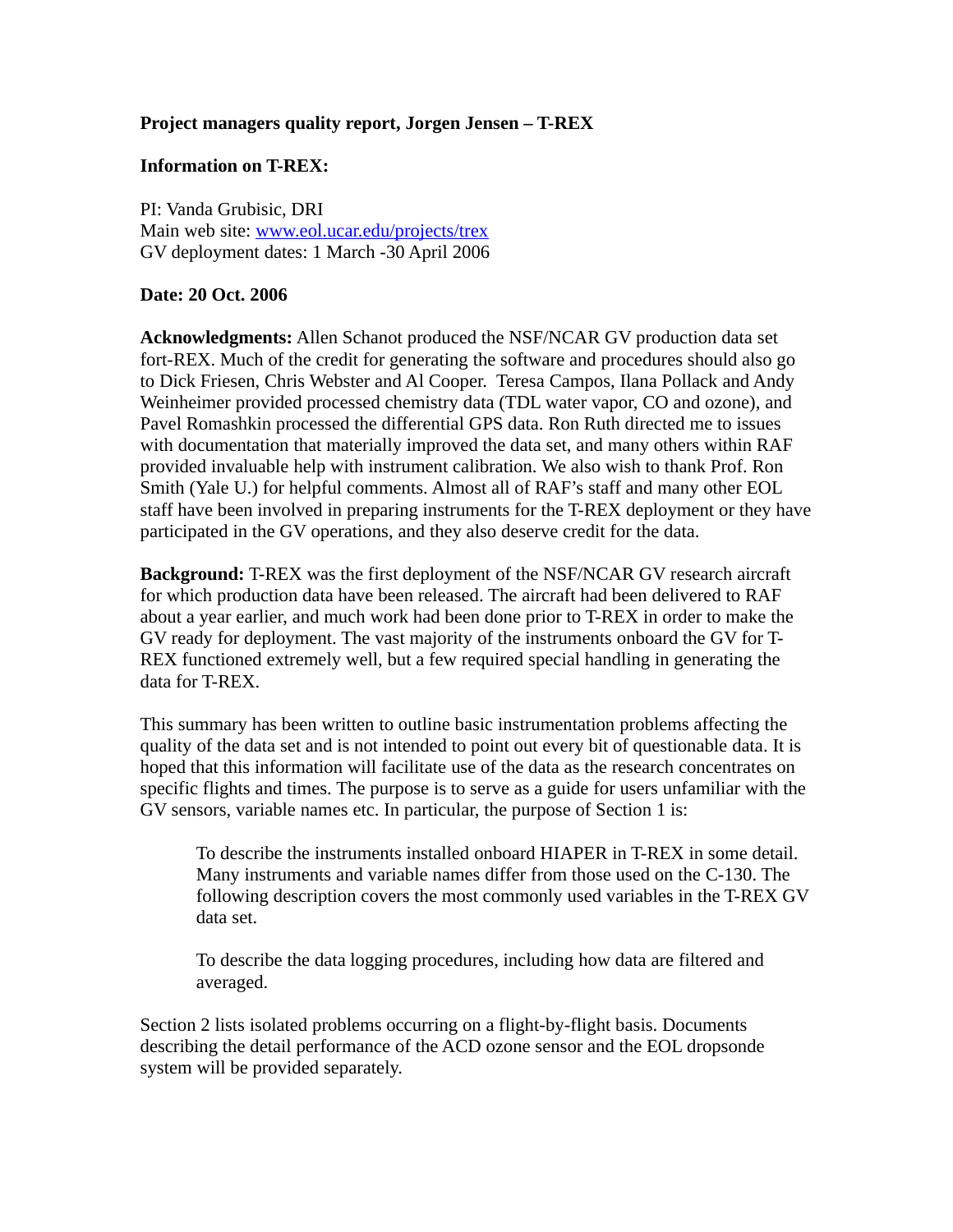**Project managers quality report, Jorgen Jensen – T-REX**

**Information on T-REX:**

PI: Vanda Grubisic, DRI
Main web site: [www.eol.ucar.edu/projects/trex](www.eol.ucar.edu/projects/trex)
GV deployment dates: 1 March -30 April 2006

**Date: 20 Oct. 2006**

**Acknowledgments:** Allen Schanot produced the NSF/NCAR GV production data set fort-REX. Much of the credit for generating the software and procedures should also go to Dick Friesen, Chris Webster and Al Cooper. Teresa Campos, Ilana Pollack and Andy Weinheimer provided processed chemistry data (TDL water vapor, CO and ozone), and Pavel Romashkin processed the differential GPS data. Ron Ruth directed me to issues with documentation that materially improved the data set, and many others within RAF provided invaluable help with instrument calibration. We also wish to thank Prof. Ron Smith (Yale U.) for helpful comments. Almost all of RAF's staff and many other EOL staff have been involved in preparing instruments for the T-REX deployment or they have participated in the GV operations, and they also deserve credit for the data.

**Background:** T-REX was the first deployment of the NSF/NCAR GV research aircraft for which production data have been released. The aircraft had been delivered to RAF about a year earlier, and much work had been done prior to T-REX in order to make the GV ready for deployment. The vast majority of the instruments onboard the GV for T-REX functioned extremely well, but a few required special handling in generating the data for T-REX.

This summary has been written to outline basic instrumentation problems affecting the quality of the data set and is not intended to point out every bit of questionable data. It is hoped that this information will facilitate use of the data as the research concentrates on specific flights and times. The purpose is to serve as a guide for users unfamiliar with the GV sensors, variable names etc. In particular, the purpose of Section 1 is:

> To describe the instruments installed onboard HIAPER in T-REX in some detail. Many instruments and variable names differ from those used on the C-130. The following description covers the most commonly used variables in the T-REX GV data set.
>
> To describe the data logging procedures, including how data are filtered and averaged.

Section 2 lists isolated problems occurring on a flight-by-flight basis. Documents describing the detail performance of the ACD ozone sensor and the EOL dropsonde system will be provided separately.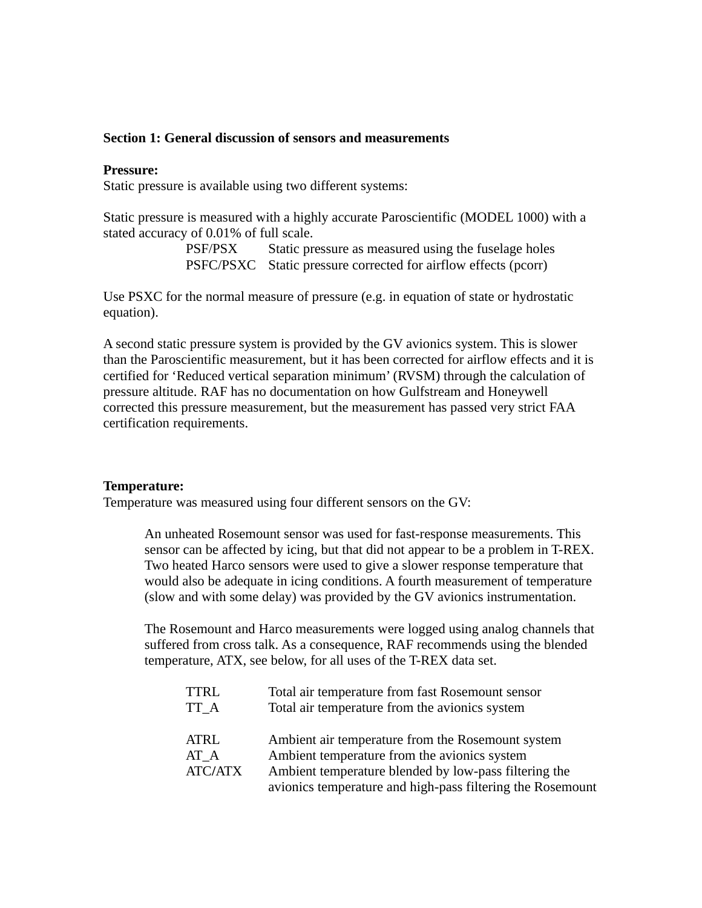## Section 1: General discussion of sensors and measurements

### Pressure:

Static pressure is available using two different systems:

Static pressure is measured with a highly accurate Paroscientific (MODEL 1000) with a stated accuracy of 0.01% of full scale.

| | |
|---|---|
| PSF/PSX | Static pressure as measured using the fuselage holes |
| PSFC/PSXC | Static pressure corrected for airflow effects (pcorr) |

Use PSXC for the normal measure of pressure (e.g. in equation of state or hydrostatic equation).

A second static pressure system is provided by the GV avionics system. This is slower than the Paroscientific measurement, but it has been corrected for airflow effects and it is certified for 'Reduced vertical separation minimum' (RVSM) through the calculation of pressure altitude. RAF has no documentation on how Gulfstream and Honeywell corrected this pressure measurement, but the measurement has passed very strict FAA certification requirements.

### Temperature:

Temperature was measured using four different sensors on the GV:

An unheated Rosemount sensor was used for fast-response measurements. This sensor can be affected by icing, but that did not appear to be a problem in T-REX. Two heated Harco sensors were used to give a slower response temperature that would also be adequate in icing conditions. A fourth measurement of temperature (slow and with some delay) was provided by the GV avionics instrumentation.

The Rosemount and Harco measurements were logged using analog channels that suffered from cross talk. As a consequence, RAF recommends using the blended temperature, ATX, see below, for all uses of the T-REX data set.

| | |
|---|---|
| TTRL | Total air temperature from fast Rosemount sensor |
| TT_A | Total air temperature from the avionics system |
| | |
| ATRL | Ambient air temperature from the Rosemount system |
| AT_A | Ambient temperature from the avionics system |
| ATC/ATX | Ambient temperature blended by low-pass filtering the avionics temperature and high-pass filtering the Rosemount |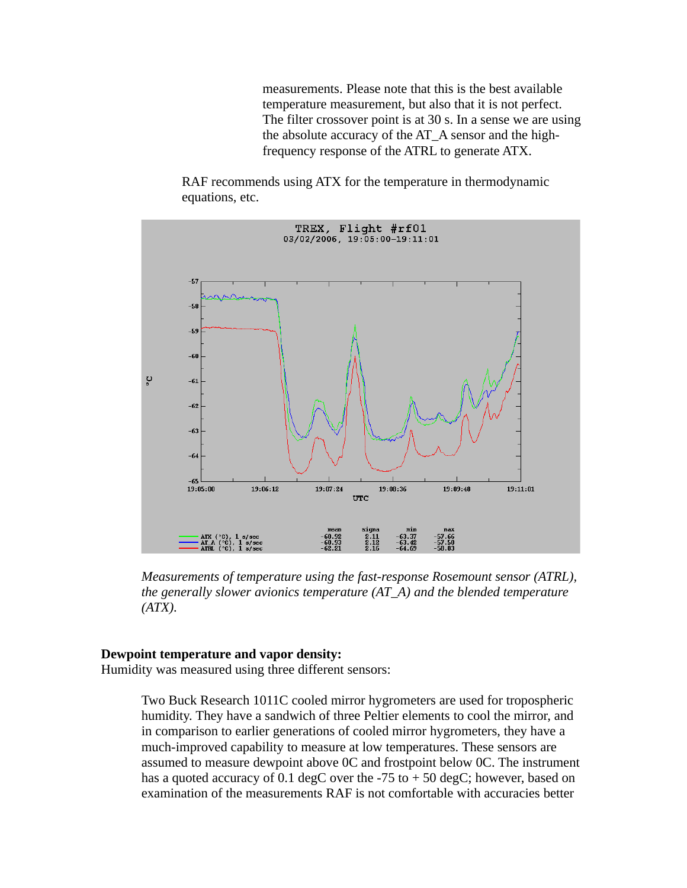measurements. Please note that this is the best available temperature measurement, but also that it is not perfect. The filter crossover point is at 30 s. In a sense we are using the absolute accuracy of the AT_A sensor and the high-frequency response of the ATRL to generate ATX.

RAF recommends using ATX for the temperature in thermodynamic equations, etc.

*Measurements of temperature using the fast-response Rosemount sensor (ATRL), the generally slower avionics temperature (AT_A) and the blended temperature (ATX).*

**Dewpoint temperature and vapor density:**

Humidity was measured using three different sensors:

Two Buck Research 1011C cooled mirror hygrometers are used for tropospheric humidity. They have a sandwich of three Peltier elements to cool the mirror, and in comparison to earlier generations of cooled mirror hygrometers, they have a much-improved capability to measure at low temperatures. These sensors are assumed to measure dewpoint above 0C and frostpoint below 0C. The instrument has a quoted accuracy of 0.1 degC over the -75 to + 50 degC; however, based on examination of the measurements RAF is not comfortable with accuracies better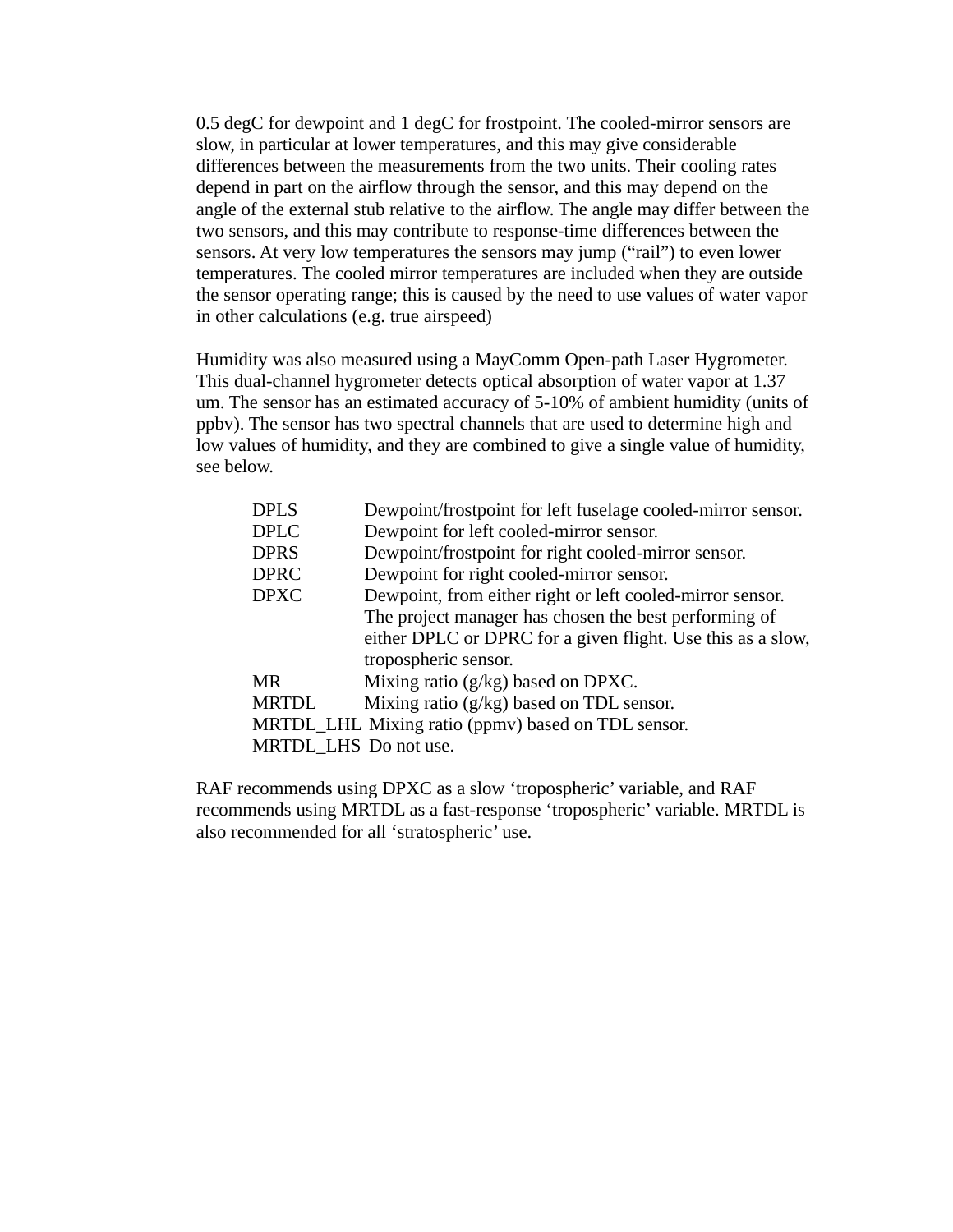0.5 degC for dewpoint and 1 degC for frostpoint. The cooled-mirror sensors are slow, in particular at lower temperatures, and this may give considerable differences between the measurements from the two units. Their cooling rates depend in part on the airflow through the sensor, and this may depend on the angle of the external stub relative to the airflow. The angle may differ between the two sensors, and this may contribute to response-time differences between the sensors. At very low temperatures the sensors may jump ("rail") to even lower temperatures. The cooled mirror temperatures are included when they are outside the sensor operating range; this is caused by the need to use values of water vapor in other calculations (e.g. true airspeed)

Humidity was also measured using a MayComm Open-path Laser Hygrometer. This dual-channel hygrometer detects optical absorption of water vapor at 1.37 um. The sensor has an estimated accuracy of 5-10% of ambient humidity (units of ppbv). The sensor has two spectral channels that are used to determine high and low values of humidity, and they are combined to give a single value of humidity, see below.

| | |
|---|---|
| DPLS | Dewpoint/frostpoint for left fuselage cooled-mirror sensor. |
| DPLC | Dewpoint for left cooled-mirror sensor. |
| DPRS | Dewpoint/frostpoint for right cooled-mirror sensor. |
| DPRC | Dewpoint for right cooled-mirror sensor. |
| DPXC | Dewpoint, from either right or left cooled-mirror sensor. The project manager has chosen the best performing of either DPLC or DPRC for a given flight. Use this as a slow, tropospheric sensor. |
| MR | Mixing ratio (g/kg) based on DPXC. |
| MRTDL | Mixing ratio (g/kg) based on TDL sensor. |
| MRTDL_LHL | Mixing ratio (ppmv) based on TDL sensor. |
| MRTDL_LHS | Do not use. |

RAF recommends using DPXC as a slow 'tropospheric' variable, and RAF recommends using MRTDL as a fast-response 'tropospheric' variable. MRTDL is also recommended for all 'stratospheric' use.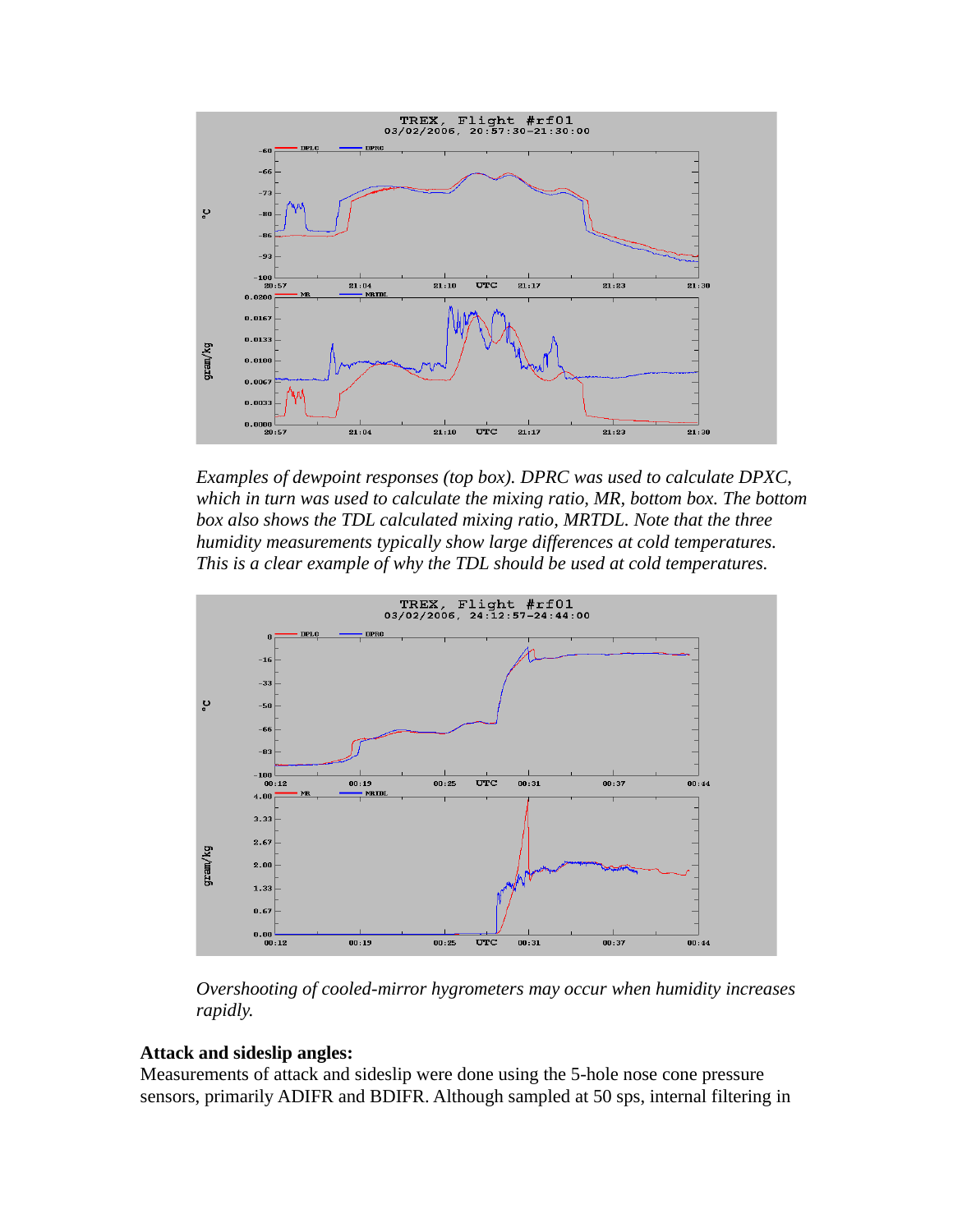*Examples of dewpoint responses (top box). DPRC was used to calculate DPXC, which in turn was used to calculate the mixing ratio, MR, bottom box. The bottom box also shows the TDL calculated mixing ratio, MRTDL. Note that the three humidity measurements typically show large differences at cold temperatures. This is a clear example of why the TDL should be used at cold temperatures.*

*Overshooting of cooled-mirror hygrometers may occur when humidity increases rapidly.*

### Attack and sideslip angles:

Measurements of attack and sideslip were done using the 5-hole nose cone pressure sensors, primarily ADIFR and BDIFR. Although sampled at 50 sps, internal filtering in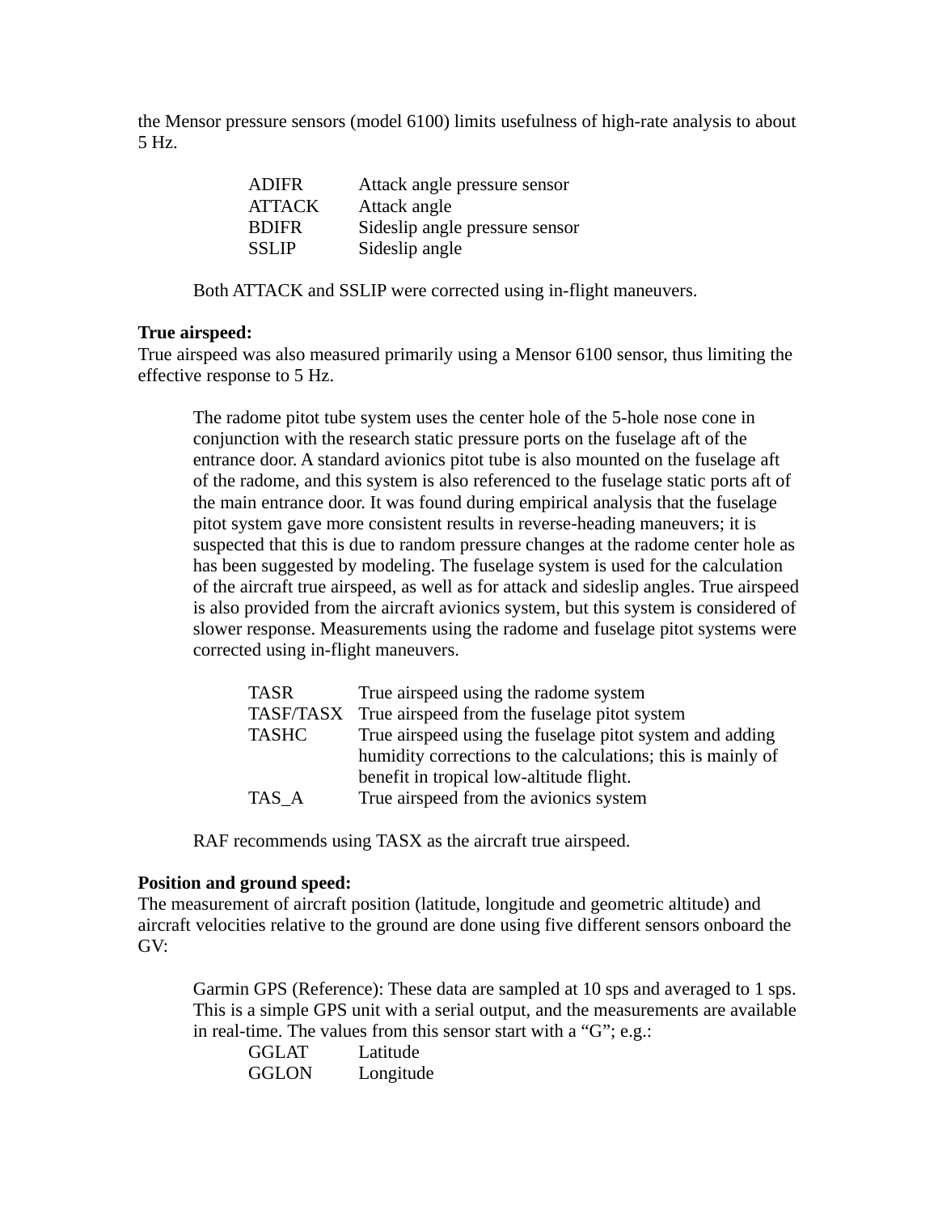the Mensor pressure sensors (model 6100) limits usefulness of high-rate analysis to about 5 Hz.

| | |
|---|---|
| ADIFR | Attack angle pressure sensor |
| ATTACK | Attack angle |
| BDIFR | Sideslip angle pressure sensor |
| SSLIP | Sideslip angle |

Both ATTACK and SSLIP were corrected using in-flight maneuvers.

**True airspeed:**
True airspeed was also measured primarily using a Mensor 6100 sensor, thus limiting the effective response to 5 Hz.

The radome pitot tube system uses the center hole of the 5-hole nose cone in conjunction with the research static pressure ports on the fuselage aft of the entrance door. A standard avionics pitot tube is also mounted on the fuselage aft of the radome, and this system is also referenced to the fuselage static ports aft of the main entrance door. It was found during empirical analysis that the fuselage pitot system gave more consistent results in reverse-heading maneuvers; it is suspected that this is due to random pressure changes at the radome center hole as has been suggested by modeling. The fuselage system is used for the calculation of the aircraft true airspeed, as well as for attack and sideslip angles. True airspeed is also provided from the aircraft avionics system, but this system is considered of slower response. Measurements using the radome and fuselage pitot systems were corrected using in-flight maneuvers.

| | |
|---|---|
| TASR | True airspeed using the radome system |
| TASF/TASX | True airspeed from the fuselage pitot system |
| TASHC | True airspeed using the fuselage pitot system and adding humidity corrections to the calculations; this is mainly of benefit in tropical low-altitude flight. |
| TAS_A | True airspeed from the avionics system |

RAF recommends using TASX as the aircraft true airspeed.

**Position and ground speed:**
The measurement of aircraft position (latitude, longitude and geometric altitude) and aircraft velocities relative to the ground are done using five different sensors onboard the GV:

Garmin GPS (Reference): These data are sampled at 10 sps and averaged to 1 sps. This is a simple GPS unit with a serial output, and the measurements are available in real-time. The values from this sensor start with a “G”; e.g.:

| | |
|---|---|
| GGLAT | Latitude |
| GGLON | Longitude |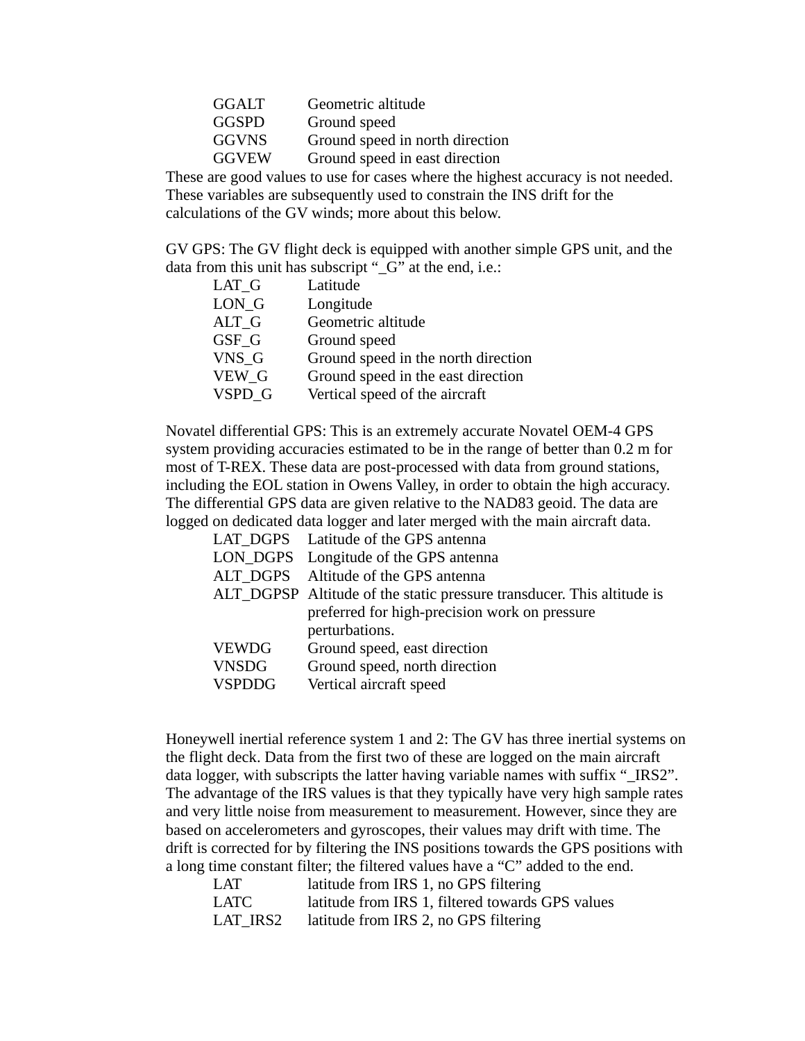| | |
|---|---|
| GGALT | Geometric altitude |
| GGSPD | Ground speed |
| GGVNS | Ground speed in north direction |
| GGVEW | Ground speed in east direction |

These are good values to use for cases where the highest accuracy is not needed. These variables are subsequently used to constrain the INS drift for the calculations of the GV winds; more about this below.

GV GPS: The GV flight deck is equipped with another simple GPS unit, and the data from this unit has subscript "_G" at the end, i.e.:

| | |
|---|---|
| LAT_G | Latitude |
| LON_G | Longitude |
| ALT_G | Geometric altitude |
| GSF_G | Ground speed |
| VNS_G | Ground speed in the north direction |
| VEW_G | Ground speed in the east direction |
| VSPD_G | Vertical speed of the aircraft |

Novatel differential GPS: This is an extremely accurate Novatel OEM-4 GPS system providing accuracies estimated to be in the range of better than 0.2 m for most of T-REX. These data are post-processed with data from ground stations, including the EOL station in Owens Valley, in order to obtain the high accuracy. The differential GPS data are given relative to the NAD83 geoid. The data are logged on dedicated data logger and later merged with the main aircraft data.

| | |
|---|---|
| LAT_DGPS | Latitude of the GPS antenna |
| LON_DGPS | Longitude of the GPS antenna |
| ALT_DGPS | Altitude of the GPS antenna |
| ALT_DGPSP | Altitude of the static pressure transducer. This altitude is preferred for high-precision work on pressure perturbations. |
| VEWDG | Ground speed, east direction |
| VNSDG | Ground speed, north direction |
| VSPDDG | Vertical aircraft speed |

Honeywell inertial reference system 1 and 2: The GV has three inertial systems on the flight deck. Data from the first two of these are logged on the main aircraft data logger, with subscripts the latter having variable names with suffix "_IRS2". The advantage of the IRS values is that they typically have very high sample rates and very little noise from measurement to measurement. However, since they are based on accelerometers and gyroscopes, their values may drift with time. The drift is corrected for by filtering the INS positions towards the GPS positions with a long time constant filter; the filtered values have a "C" added to the end.

| | |
|---|---|
| LAT | latitude from IRS 1, no GPS filtering |
| LATC | latitude from IRS 1, filtered towards GPS values |
| LAT_IRS2 | latitude from IRS 2, no GPS filtering |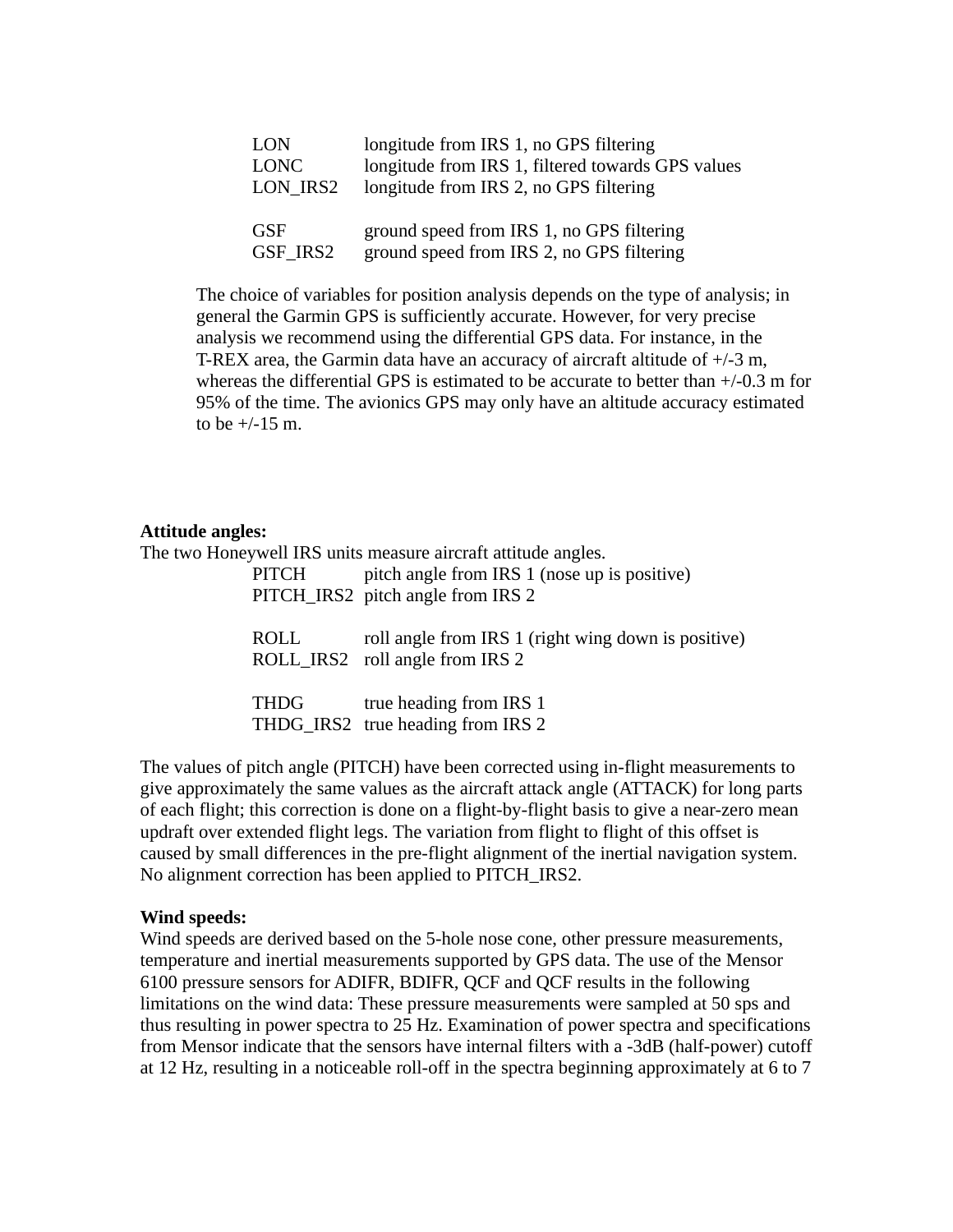| | |
|---|---|
| LON | longitude from IRS 1, no GPS filtering |
| LONC | longitude from IRS 1, filtered towards GPS values |
| LON_IRS2 | longitude from IRS 2, no GPS filtering |
| | |
| GSF | ground speed from IRS 1, no GPS filtering |
| GSF_IRS2 | ground speed from IRS 2, no GPS filtering |

The choice of variables for position analysis depends on the type of analysis; in general the Garmin GPS is sufficiently accurate. However, for very precise analysis we recommend using the differential GPS data. For instance, in the T-REX area, the Garmin data have an accuracy of aircraft altitude of +/-3 m, whereas the differential GPS is estimated to be accurate to better than +/-0.3 m for 95% of the time. The avionics GPS may only have an altitude accuracy estimated to be +/-15 m.

**Attitude angles:**
The two Honeywell IRS units measure aircraft attitude angles.

| | |
|---|---|
| PITCH | pitch angle from IRS 1 (nose up is positive) |
| PITCH_IRS2 | pitch angle from IRS 2 |
| | |
| ROLL | roll angle from IRS 1 (right wing down is positive) |
| ROLL_IRS2 | roll angle from IRS 2 |
| | |
| THDG | true heading from IRS 1 |
| THDG_IRS2 | true heading from IRS 2 |

The values of pitch angle (PITCH) have been corrected using in-flight measurements to give approximately the same values as the aircraft attack angle (ATTACK) for long parts of each flight; this correction is done on a flight-by-flight basis to give a near-zero mean updraft over extended flight legs. The variation from flight to flight of this offset is caused by small differences in the pre-flight alignment of the inertial navigation system. No alignment correction has been applied to PITCH_IRS2.

**Wind speeds:**
Wind speeds are derived based on the 5-hole nose cone, other pressure measurements, temperature and inertial measurements supported by GPS data. The use of the Mensor 6100 pressure sensors for ADIFR, BDIFR, QCF and QCF results in the following limitations on the wind data: These pressure measurements were sampled at 50 sps and thus resulting in power spectra to 25 Hz. Examination of power spectra and specifications from Mensor indicate that the sensors have internal filters with a -3dB (half-power) cutoff at 12 Hz, resulting in a noticeable roll-off in the spectra beginning approximately at 6 to 7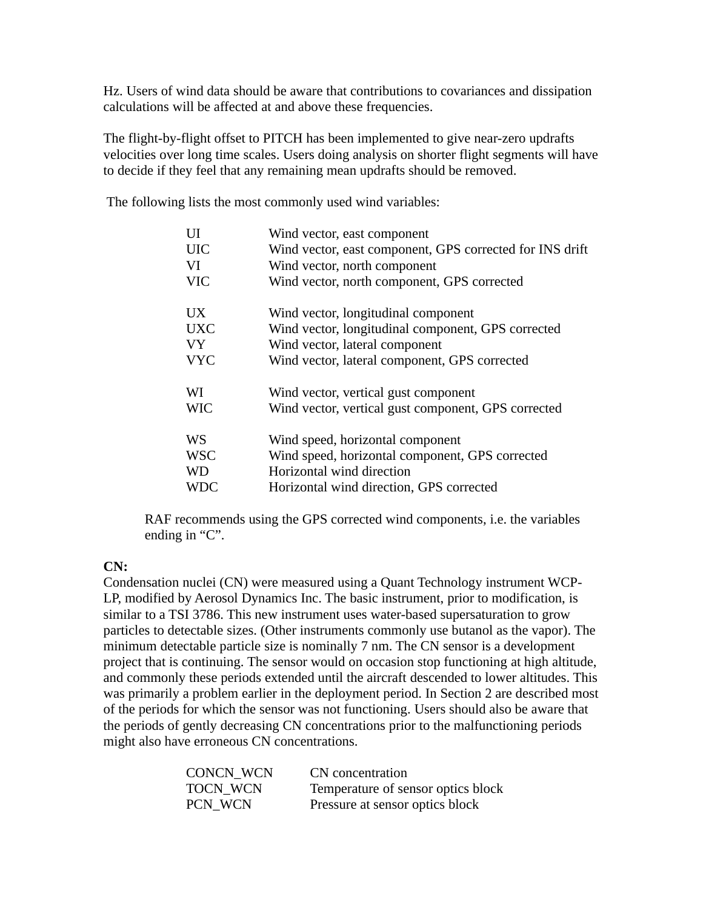Hz. Users of wind data should be aware that contributions to covariances and dissipation calculations will be affected at and above these frequencies.

The flight-by-flight offset to PITCH has been implemented to give near-zero updrafts velocities over long time scales. Users doing analysis on shorter flight segments will have to decide if they feel that any remaining mean updrafts should be removed.

The following lists the most commonly used wind variables:

| | |
|---|---|
| UI | Wind vector, east component |
| UIC | Wind vector, east component, GPS corrected for INS drift |
| VI | Wind vector, north component |
| VIC | Wind vector, north component, GPS corrected |
| | |
| UX | Wind vector, longitudinal component |
| UXC | Wind vector, longitudinal component, GPS corrected |
| VY | Wind vector, lateral component |
| VYC | Wind vector, lateral component, GPS corrected |
| | |
| WI | Wind vector, vertical gust component |
| WIC | Wind vector, vertical gust component, GPS corrected |
| | |
| WS | Wind speed, horizontal component |
| WSC | Wind speed, horizontal component, GPS corrected |
| WD | Horizontal wind direction |
| WDC | Horizontal wind direction, GPS corrected |

RAF recommends using the GPS corrected wind components, i.e. the variables ending in "C".

**CN:**

Condensation nuclei (CN) were measured using a Quant Technology instrument WCP-LP, modified by Aerosol Dynamics Inc. The basic instrument, prior to modification, is similar to a TSI 3786. This new instrument uses water-based supersaturation to grow particles to detectable sizes. (Other instruments commonly use butanol as the vapor). The minimum detectable particle size is nominally 7 nm. The CN sensor is a development project that is continuing. The sensor would on occasion stop functioning at high altitude, and commonly these periods extended until the aircraft descended to lower altitudes. This was primarily a problem earlier in the deployment period. In Section 2 are described most of the periods for which the sensor was not functioning. Users should also be aware that the periods of gently decreasing CN concentrations prior to the malfunctioning periods might also have erroneous CN concentrations.

| | |
|---|---|
| CONCN_WCN | CN concentration |
| TOCN_WCN | Temperature of sensor optics block |
| PCN_WCN | Pressure at sensor optics block |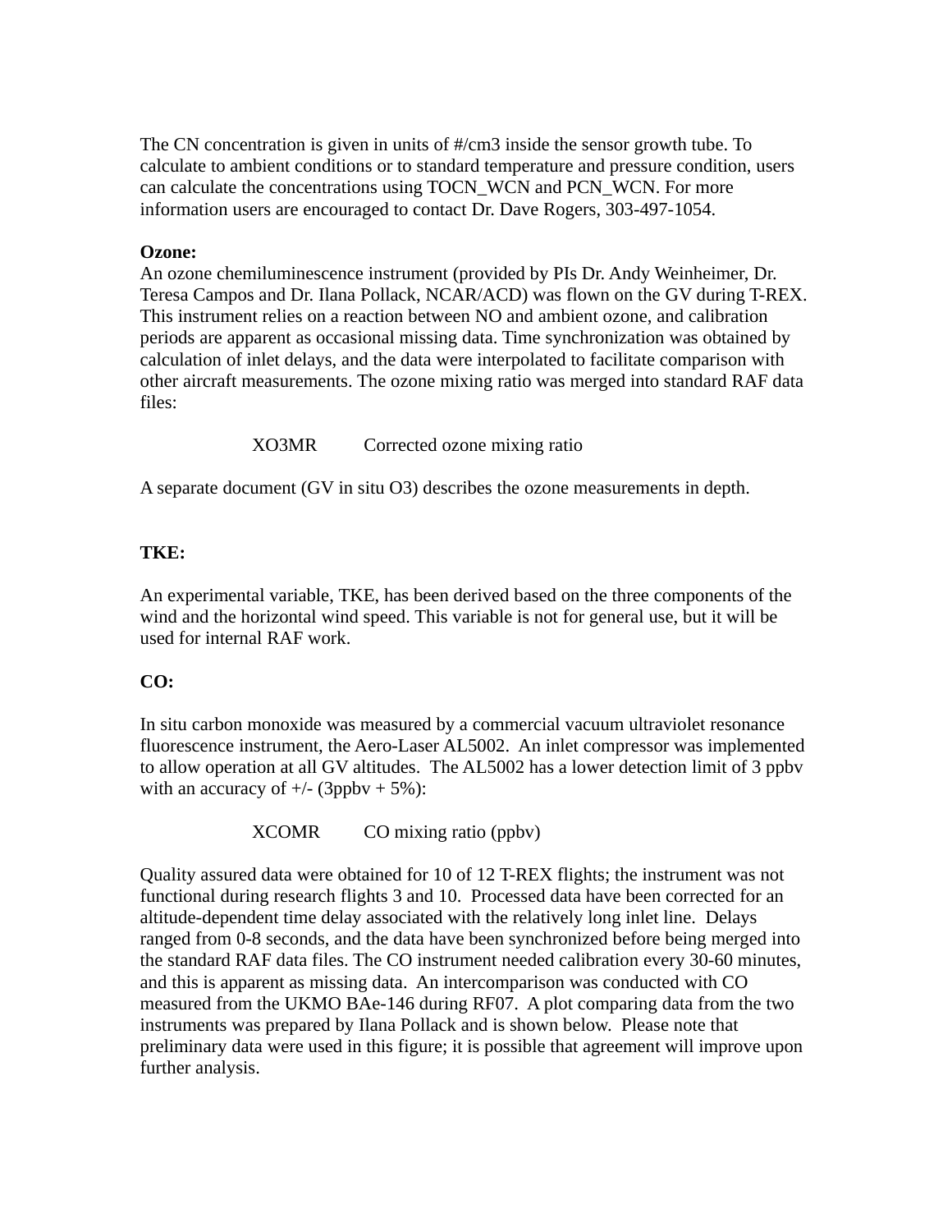The CN concentration is given in units of #/cm3 inside the sensor growth tube. To calculate to ambient conditions or to standard temperature and pressure condition, users can calculate the concentrations using TOCN_WCN and PCN_WCN. For more information users are encouraged to contact Dr. Dave Rogers, 303-497-1054.

**Ozone:**
An ozone chemiluminescence instrument (provided by PIs Dr. Andy Weinheimer, Dr. Teresa Campos and Dr. Ilana Pollack, NCAR/ACD) was flown on the GV during T-REX. This instrument relies on a reaction between NO and ambient ozone, and calibration periods are apparent as occasional missing data. Time synchronization was obtained by calculation of inlet delays, and the data were interpolated to facilitate comparison with other aircraft measurements. The ozone mixing ratio was merged into standard RAF data files:

| | |
|---|---|
| XO3MR | Corrected ozone mixing ratio |

A separate document (GV in situ O3) describes the ozone measurements in depth.

**TKE:**

An experimental variable, TKE, has been derived based on the three components of the wind and the horizontal wind speed. This variable is not for general use, but it will be used for internal RAF work.

**CO:**

In situ carbon monoxide was measured by a commercial vacuum ultraviolet resonance fluorescence instrument, the Aero-Laser AL5002. An inlet compressor was implemented to allow operation at all GV altitudes. The AL5002 has a lower detection limit of 3 ppbv with an accuracy of +/- (3ppbv + 5%):

| | |
|---|---|
| XCOMR | CO mixing ratio (ppbv) |

Quality assured data were obtained for 10 of 12 T-REX flights; the instrument was not functional during research flights 3 and 10. Processed data have been corrected for an altitude-dependent time delay associated with the relatively long inlet line. Delays ranged from 0-8 seconds, and the data have been synchronized before being merged into the standard RAF data files. The CO instrument needed calibration every 30-60 minutes, and this is apparent as missing data. An intercomparison was conducted with CO measured from the UKMO BAe-146 during RF07. A plot comparing data from the two instruments was prepared by Ilana Pollack and is shown below. Please note that preliminary data were used in this figure; it is possible that agreement will improve upon further analysis.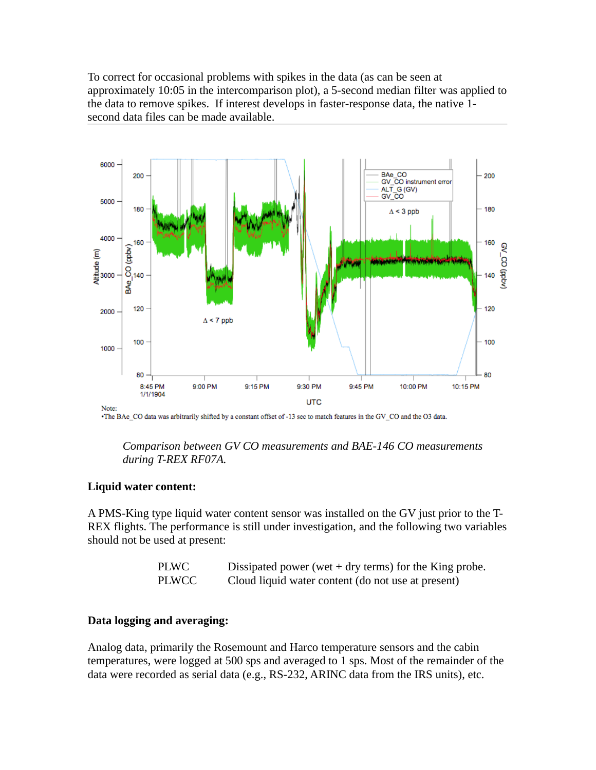To correct for occasional problems with spikes in the data (as can be seen at approximately 10:05 in the intercomparison plot), a 5-second median filter was applied to the data to remove spikes.  If interest develops in faster-response data, the native 1-second data files can be made available.

*Comparison between GV CO measurements and BAE-146 CO measurements during T-REX RF07A.*

**Liquid water content:**

A PMS-King type liquid water content sensor was installed on the GV just prior to the T-REX flights. The performance is still under investigation, and the following two variables should not be used at present:

| | |
|---|---|
| PLWC | Dissipated power (wet + dry terms) for the King probe. |
| PLWCC | Cloud liquid water content (do not use at present) |

**Data logging and averaging:**

Analog data, primarily the Rosemount and Harco temperature sensors and the cabin temperatures, were logged at 500 sps and averaged to 1 sps. Most of the remainder of the data were recorded as serial data (e.g., RS-232, ARINC data from the IRS units), etc.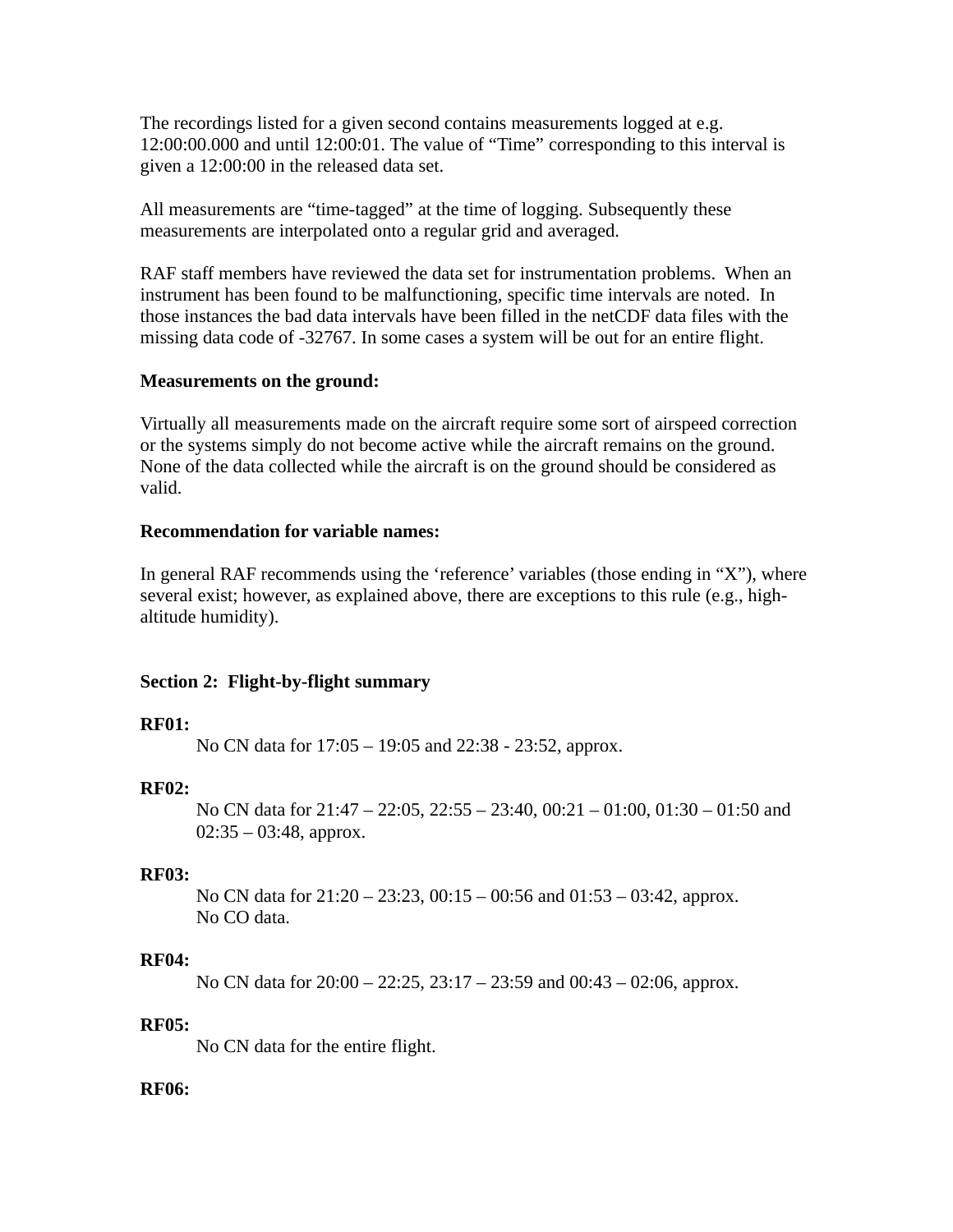The recordings listed for a given second contains measurements logged at e.g. 12:00:00.000 and until 12:00:01. The value of "Time" corresponding to this interval is given a 12:00:00 in the released data set.

All measurements are "time-tagged" at the time of logging. Subsequently these measurements are interpolated onto a regular grid and averaged.

RAF staff members have reviewed the data set for instrumentation problems. When an instrument has been found to be malfunctioning, specific time intervals are noted. In those instances the bad data intervals have been filled in the netCDF data files with the missing data code of -32767. In some cases a system will be out for an entire flight.

**Measurements on the ground:**

Virtually all measurements made on the aircraft require some sort of airspeed correction or the systems simply do not become active while the aircraft remains on the ground. None of the data collected while the aircraft is on the ground should be considered as valid.

**Recommendation for variable names:**

In general RAF recommends using the 'reference' variables (those ending in "X"), where several exist; however, as explained above, there are exceptions to this rule (e.g., high-altitude humidity).

**Section 2: Flight-by-flight summary**

**RF01:**

No CN data for 17:05 – 19:05 and 22:38 - 23:52, approx.

**RF02:**

No CN data for 21:47 – 22:05, 22:55 – 23:40, 00:21 – 01:00, 01:30 – 01:50 and 02:35 – 03:48, approx.

**RF03:**

No CN data for 21:20 – 23:23, 00:15 – 00:56 and 01:53 – 03:42, approx.
No CO data.

**RF04:**

No CN data for 20:00 – 22:25, 23:17 – 23:59 and 00:43 – 02:06, approx.

**RF05:**

No CN data for the entire flight.

**RF06:**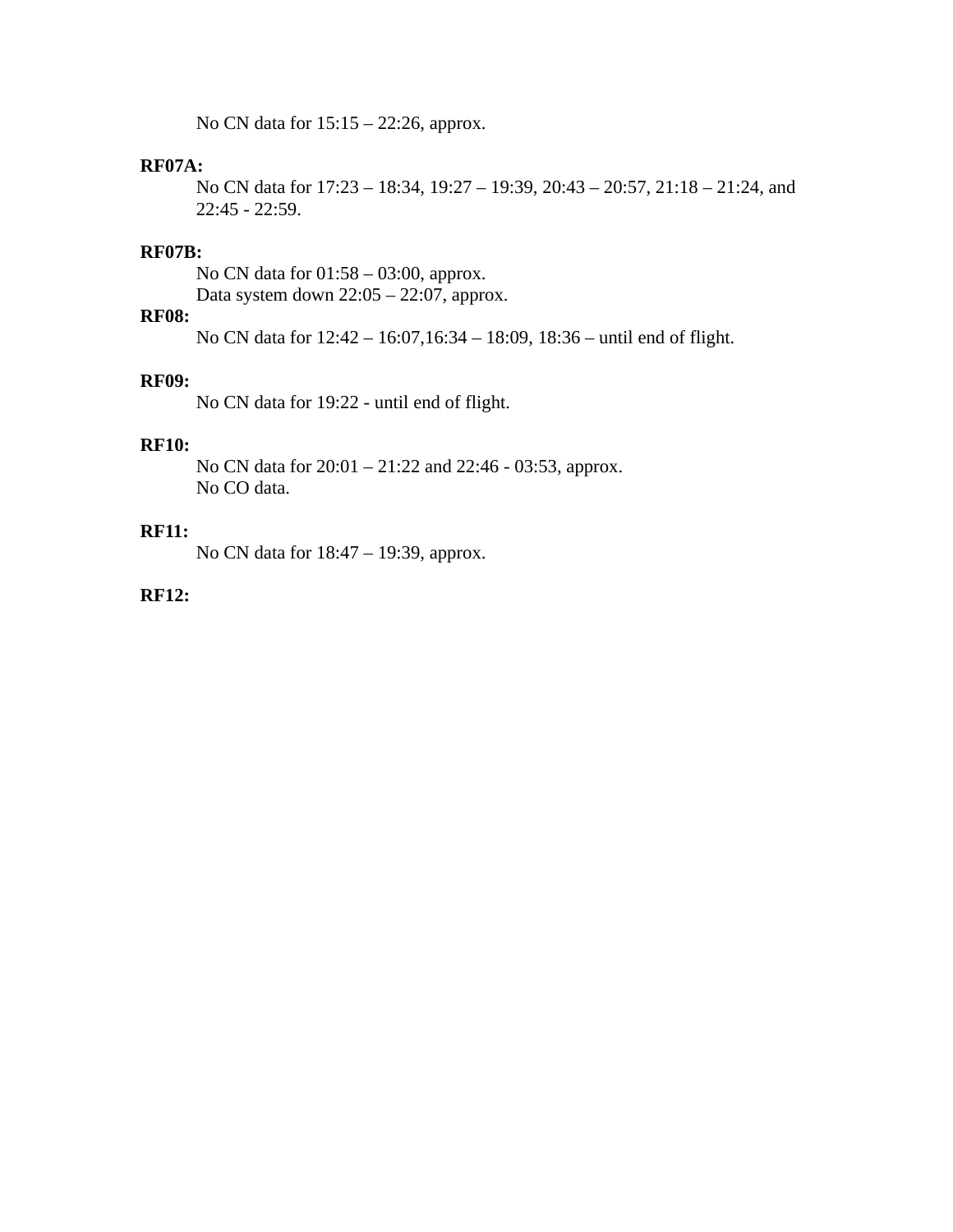No CN data for 15:15 – 22:26, approx.

**RF07A:**

No CN data for 17:23 – 18:34, 19:27 – 19:39, 20:43 – 20:57, 21:18 – 21:24, and 22:45 - 22:59.

**RF07B:**

No CN data for 01:58 – 03:00, approx.
Data system down 22:05 – 22:07, approx.

**RF08:**

No CN data for 12:42 – 16:07,16:34 – 18:09, 18:36 – until end of flight.

**RF09:**

No CN data for 19:22 - until end of flight.

**RF10:**

No CN data for 20:01 – 21:22 and 22:46 - 03:53, approx.
No CO data.

**RF11:**

No CN data for 18:47 – 19:39, approx.

**RF12:**